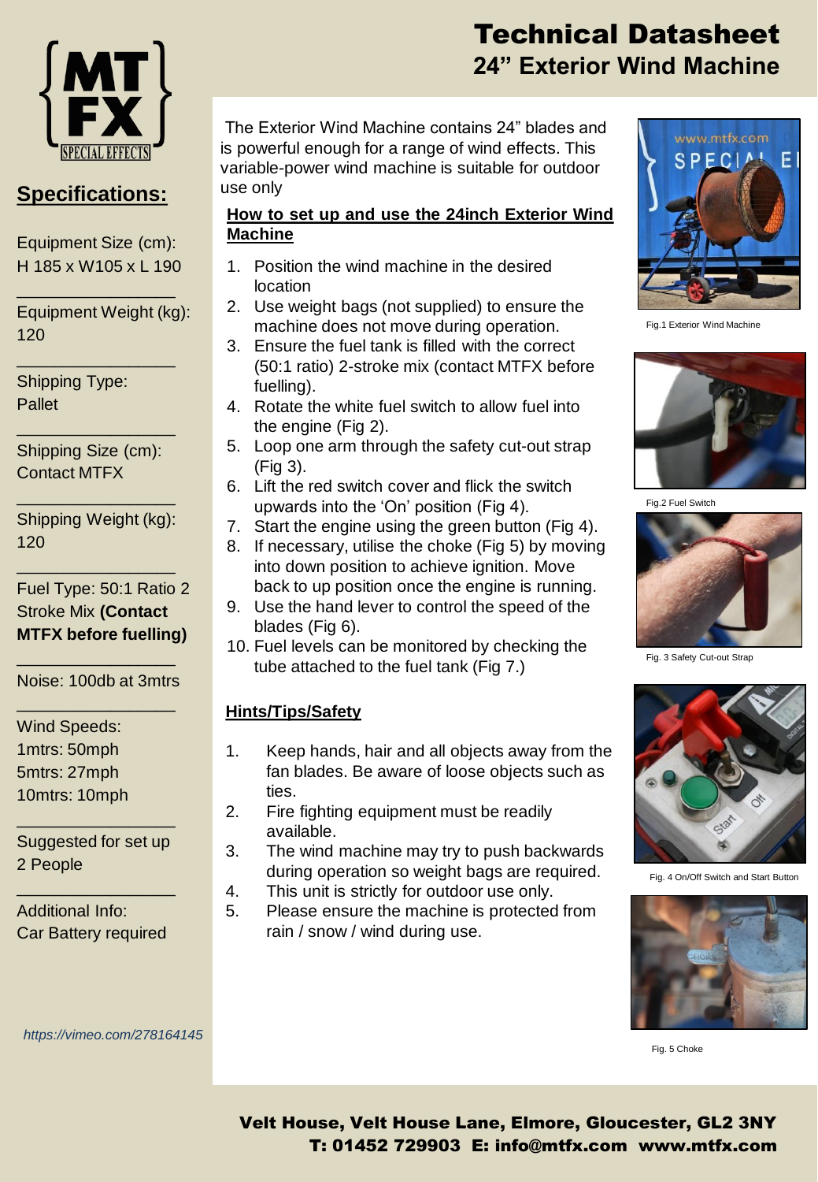# Technical Datasheet

## 24" Exterior Wind Machine

## Specifications:

Equipment Size (cm):
H 185 x W105 x L 190

Equipment Weight (kg):
120

Shipping Type:
Pallet

Shipping Size (cm):
Contact MTFX

Shipping Weight (kg):
120

Fuel Type: 50:1 Ratio 2 Stroke Mix **(Contact MTFX before fuelling)**

Noise: 100db at 3mtrs

Wind Speeds:
1mtrs: 50mph
5mtrs: 27mph
10mtrs: 10mph

Suggested for set up
2 People

Additional Info:
Car Battery required

*https://vimeo.com/278164145*

The Exterior Wind Machine contains 24" blades and is powerful enough for a range of wind effects. This variable-power wind machine is suitable for outdoor use only

### How to set up and use the 24inch Exterior Wind Machine

1. Position the wind machine in the desired location
2. Use weight bags (not supplied) to ensure the machine does not move during operation.
3. Ensure the fuel tank is filled with the correct (50:1 ratio) 2-stroke mix (contact MTFX before fuelling).
4. Rotate the white fuel switch to allow fuel into the engine (Fig 2).
5. Loop one arm through the safety cut-out strap (Fig 3).
6. Lift the red switch cover and flick the switch upwards into the 'On' position (Fig 4).
7. Start the engine using the green button (Fig 4).
8. If necessary, utilise the choke (Fig 5) by moving into down position to achieve ignition. Move back to up position once the engine is running.
9. Use the hand lever to control the speed of the blades (Fig 6).
10. Fuel levels can be monitored by checking the tube attached to the fuel tank (Fig 7.)

### Hints/Tips/Safety

1. Keep hands, hair and all objects away from the fan blades. Be aware of loose objects such as ties.
2. Fire fighting equipment must be readily available.
3. The wind machine may try to push backwards during operation so weight bags are required.
4. This unit is strictly for outdoor use only.
5. Please ensure the machine is protected from rain / snow / wind during use.

Fig.1 Exterior Wind Machine

Fig.2 Fuel Switch

Fig. 3 Safety Cut-out Strap

Fig. 4 On/Off Switch and Start Button

Fig. 5 Choke

**Velt House, Velt House Lane, Elmore, Gloucester, GL2 3NY**
**T: 01452 729903 E: info@mtfx.com www.mtfx.com**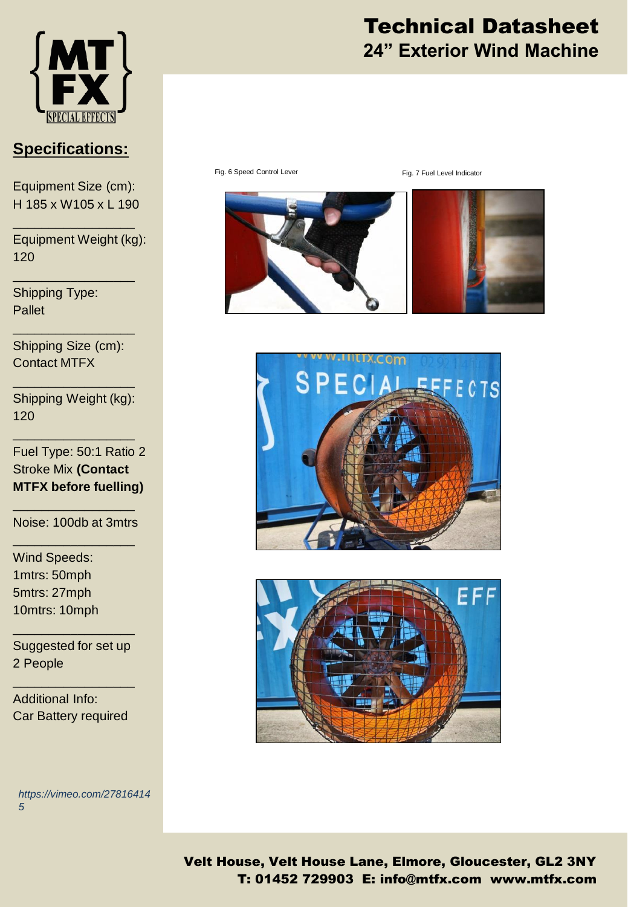# Technical Datasheet

## 24" Exterior Wind Machine

## Specifications:

Equipment Size (cm):
H 185 x W105 x L 190

Equipment Weight (kg):
120

Shipping Type:
Pallet

Shipping Size (cm):
Contact MTFX

Shipping Weight (kg):
120

Fuel Type: 50:1 Ratio 2 Stroke Mix **(Contact MTFX before fuelling)**

Noise: 100db at 3mtrs

Wind Speeds:
1mtrs: 50mph
5mtrs: 27mph
10mtrs: 10mph

Suggested for set up
2 People

Additional Info:
Car Battery required

*https://vimeo.com/278164145*

Fig. 6 Speed Control Lever

Fig. 7 Fuel Level Indicator

**Velt House, Velt House Lane, Elmore, Gloucester, GL2 3NY**
**T: 01452 729903 E: info@mtfx.com www.mtfx.com**